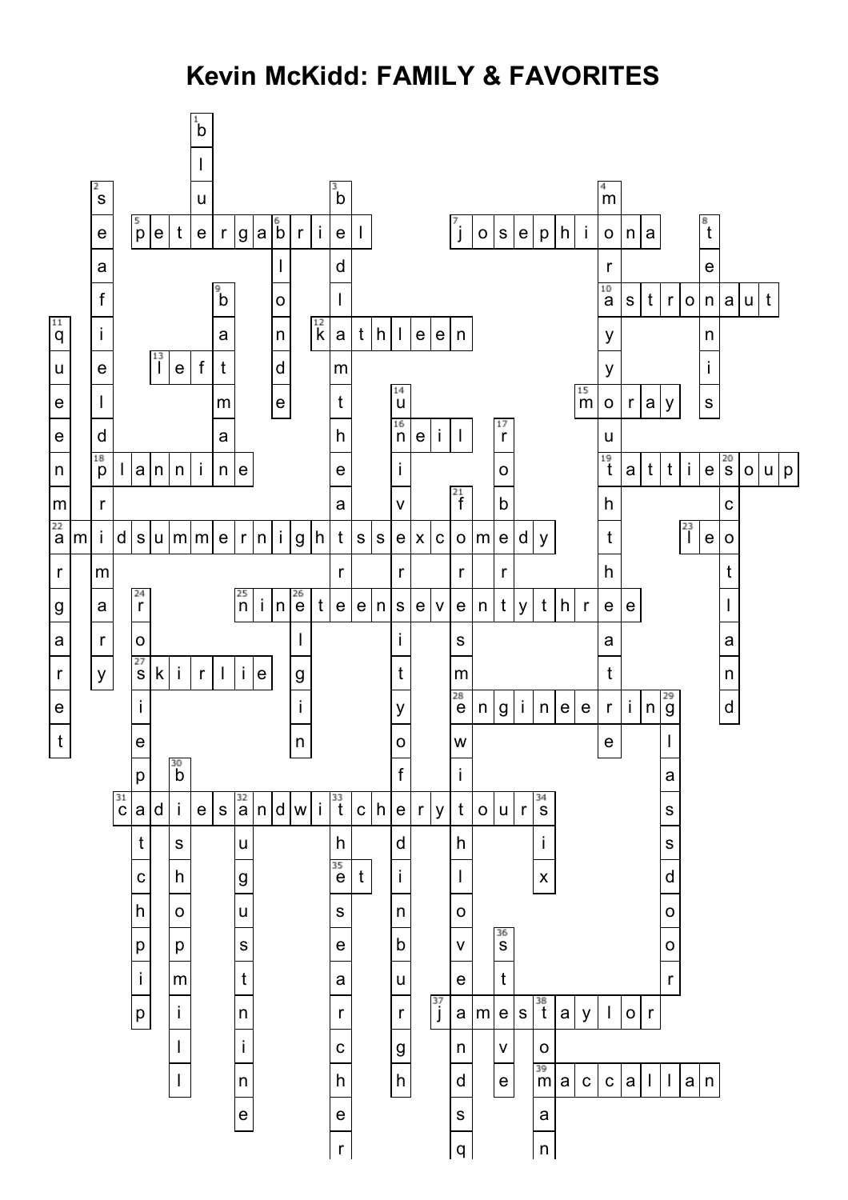# Kevin McKidd: FAMILY & FAVORITES

**Across**

- 5. petergabriel
- 7. josephiona
- 10. astronaut
- 12. kathleen
- 13. left
- 15. moray
- 16. neil
- 18. plannine
- 19. tattiesoup
- 22. amidsummernightssexcomedy
- 23. leo
- 25. nineteenseventythree
- 27. skirlie
- 28. engineering
- 31. cadiesandwitcherytours
- 35. et
- 37. jamestaylor
- 39. maccallan

**Down**

- 1. blu
- 2. seafieldprimary
- 3. bedlamtheatre
- 4. morayyouththeatre
- 6. blonde
- 8. tennis
- 9. batman
- 11. queenmargaret
- 14. universityofedinburgh
- 17. robert
- 20. scotland
- 21. foresmewithloveandsq
- 24. rosiepatchpip
- 26. elgin
- 29. glassdoor
- 30. bishopmill
- 32. augustnine
- 33. thesearcher
- 34. six
- 36. stove
- 38. toman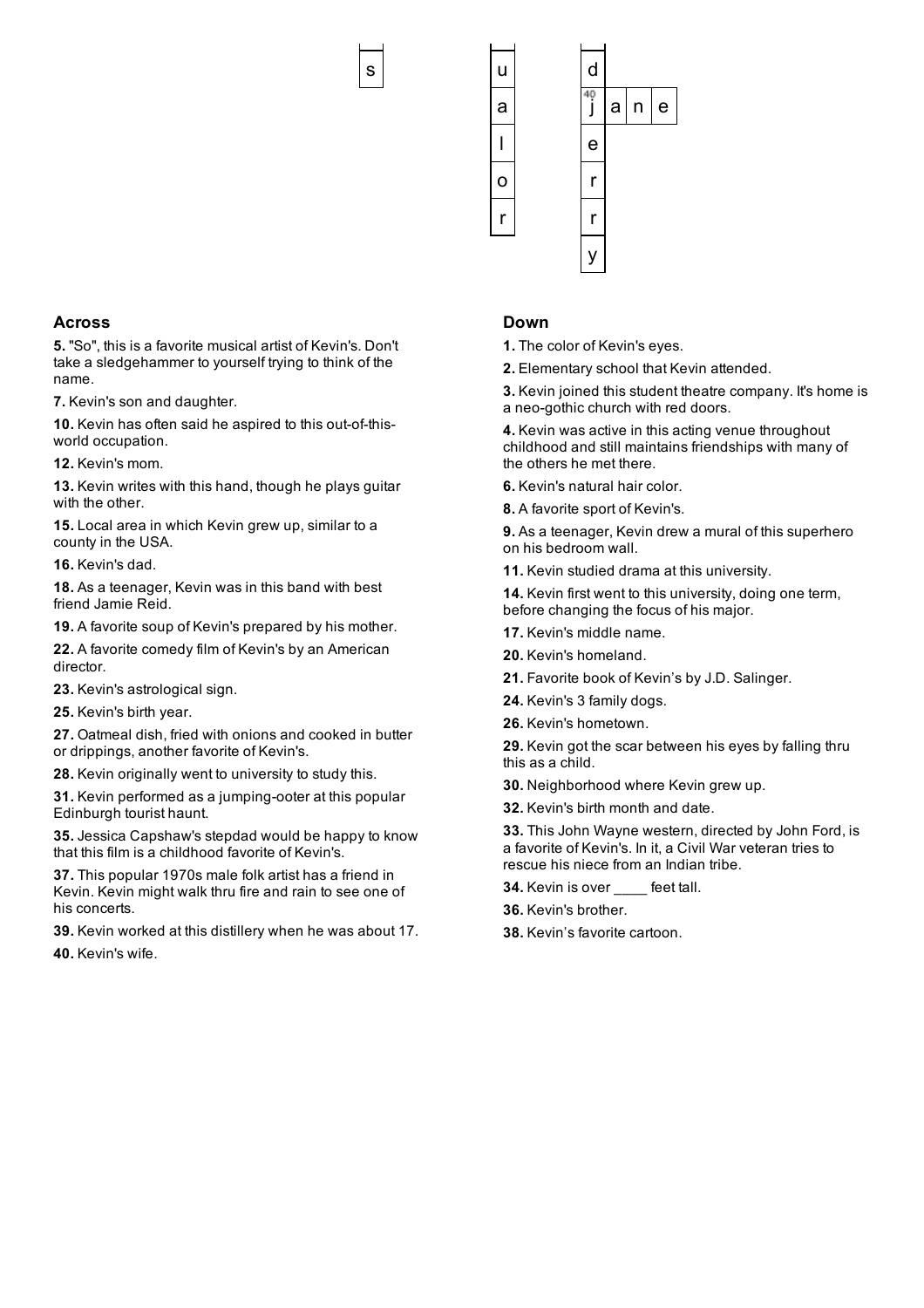s

u
a
l
o
r

d
40 j a n e
e
r
r
y

## Across

**5.** "So", this is a favorite musical artist of Kevin's. Don't take a sledgehammer to yourself trying to think of the name.

**7.** Kevin's son and daughter.

**10.** Kevin has often said he aspired to this out-of-this-world occupation.

**12.** Kevin's mom.

**13.** Kevin writes with this hand, though he plays guitar with the other.

**15.** Local area in which Kevin grew up, similar to a county in the USA.

**16.** Kevin's dad.

**18.** As a teenager, Kevin was in this band with best friend Jamie Reid.

**19.** A favorite soup of Kevin's prepared by his mother.

**22.** A favorite comedy film of Kevin's by an American director.

**23.** Kevin's astrological sign.

**25.** Kevin's birth year.

**27.** Oatmeal dish, fried with onions and cooked in butter or drippings, another favorite of Kevin's.

**28.** Kevin originally went to university to study this.

**31.** Kevin performed as a jumping-ooter at this popular Edinburgh tourist haunt.

**35.** Jessica Capshaw's stepdad would be happy to know that this film is a childhood favorite of Kevin's.

**37.** This popular 1970s male folk artist has a friend in Kevin. Kevin might walk thru fire and rain to see one of his concerts.

**39.** Kevin worked at this distillery when he was about 17.

**40.** Kevin's wife.

## Down

**1.** The color of Kevin's eyes.

**2.** Elementary school that Kevin attended.

**3.** Kevin joined this student theatre company. It's home is a neo-gothic church with red doors.

**4.** Kevin was active in this acting venue throughout childhood and still maintains friendships with many of the others he met there.

**6.** Kevin's natural hair color.

**8.** A favorite sport of Kevin's.

**9.** As a teenager, Kevin drew a mural of this superhero on his bedroom wall.

**11.** Kevin studied drama at this university.

**14.** Kevin first went to this university, doing one term, before changing the focus of his major.

**17.** Kevin's middle name.

**20.** Kevin's homeland.

**21.** Favorite book of Kevin's by J.D. Salinger.

**24.** Kevin's 3 family dogs.

**26.** Kevin's hometown.

**29.** Kevin got the scar between his eyes by falling thru this as a child.

**30.** Neighborhood where Kevin grew up.

**32.** Kevin's birth month and date.

**33.** This John Wayne western, directed by John Ford, is a favorite of Kevin's. In it, a Civil War veteran tries to rescue his niece from an Indian tribe.

**34.** Kevin is over ____ feet tall.

**36.** Kevin's brother.

**38.** Kevin's favorite cartoon.